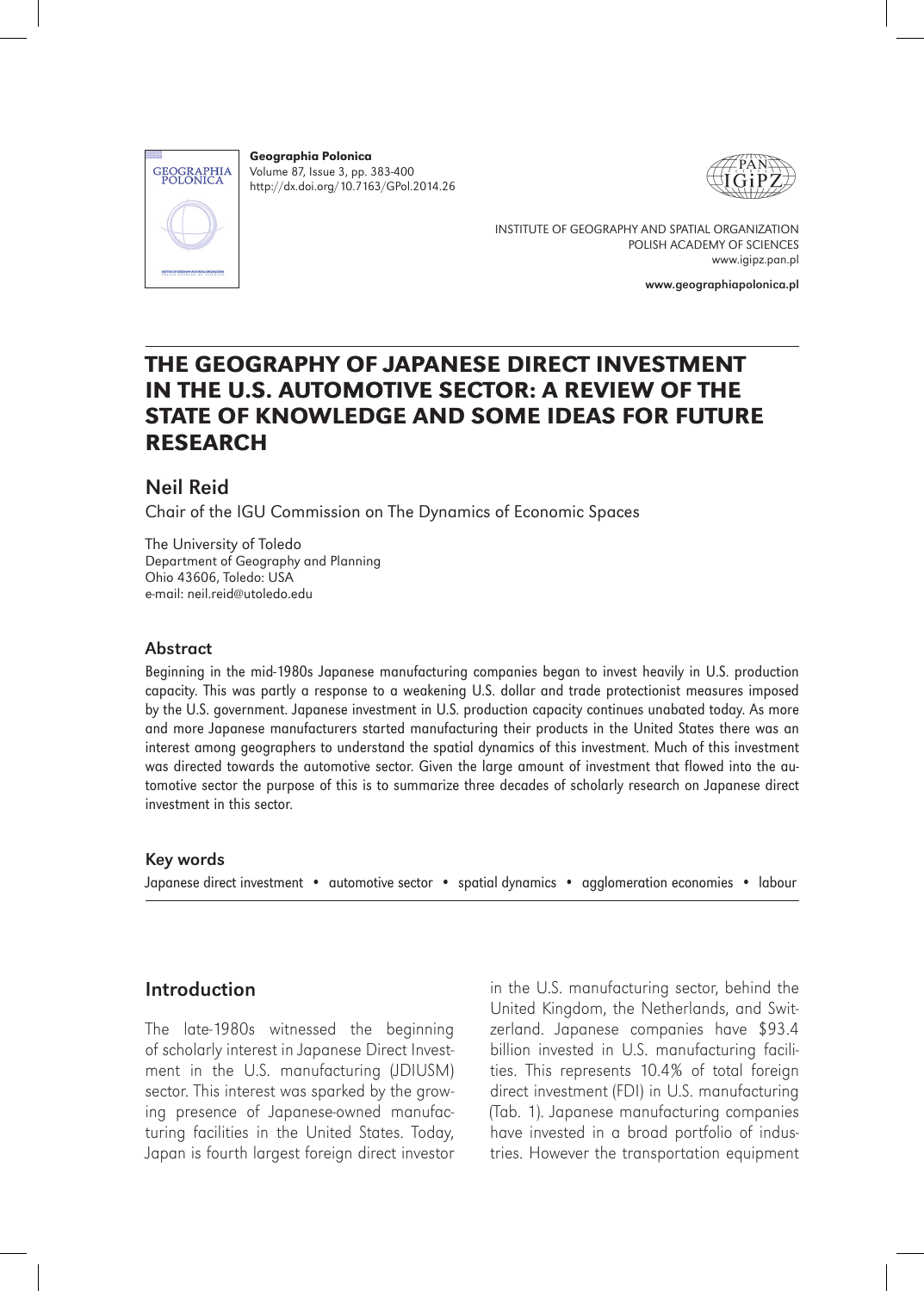Geographia Polonica
Volume 87, Issue 3, pp. 383-400
http://dx.doi.org/10.7163/GPol.2014.26

INSTITUTE OF GEOGRAPHY AND SPATIAL ORGANIZATION
POLISH ACADEMY OF SCIENCES
www.igipz.pan.pl

www.geographiapolonica.pl

# THE GEOGRAPHY OF JAPANESE DIRECT INVESTMENT IN THE U.S. AUTOMOTIVE SECTOR: A REVIEW OF THE STATE OF KNOWLEDGE AND SOME IDEAS FOR FUTURE RESEARCH

## Neil Reid

Chair of the IGU Commission on The Dynamics of Economic Spaces

The University of Toledo
Department of Geography and Planning
Ohio 43606, Toledo: USA
e-mail: neil.reid@utoledo.edu

### Abstract

Beginning in the mid-1980s Japanese manufacturing companies began to invest heavily in U.S. production capacity. This was partly a response to a weakening U.S. dollar and trade protectionist measures imposed by the U.S. government. Japanese investment in U.S. production capacity continues unabated today. As more and more Japanese manufacturers started manufacturing their products in the United States there was an interest among geographers to understand the spatial dynamics of this investment. Much of this investment was directed towards the automotive sector. Given the large amount of investment that flowed into the automotive sector the purpose of this is to summarize three decades of scholarly research on Japanese direct investment in this sector.

### Key words

Japanese direct investment • automotive sector • spatial dynamics • agglomeration economies • labour

## Introduction

The late-1980s witnessed the beginning of scholarly interest in Japanese Direct Investment in the U.S. manufacturing (JDIUSM) sector. This interest was sparked by the growing presence of Japanese-owned manufacturing facilities in the United States. Today, Japan is fourth largest foreign direct investor in the U.S. manufacturing sector, behind the United Kingdom, the Netherlands, and Switzerland. Japanese companies have $93.4 billion invested in U.S. manufacturing facilities. This represents 10.4% of total foreign direct investment (FDI) in U.S. manufacturing (Tab. 1). Japanese manufacturing companies have invested in a broad portfolio of industries. However the transportation equipment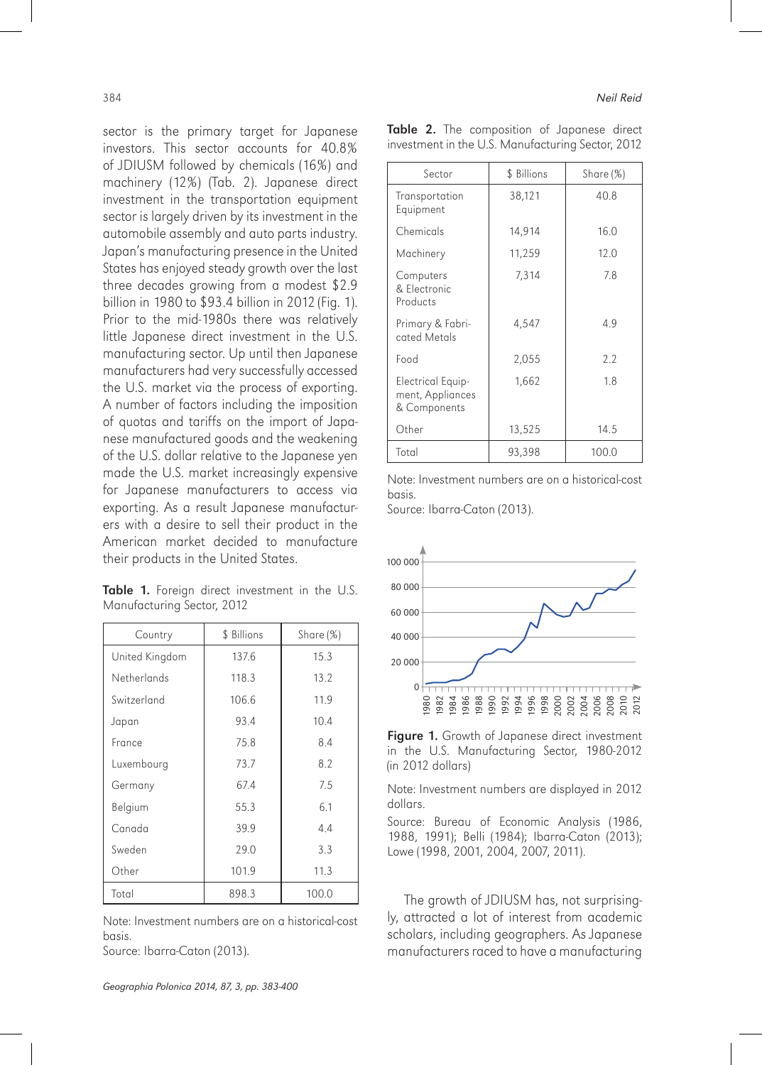sector is the primary target for Japanese investors. This sector accounts for 40.8% of JDIUSM followed by chemicals (16%) and machinery (12%) (Tab. 2). Japanese direct investment in the transportation equipment sector is largely driven by its investment in the automobile assembly and auto parts industry. Japan's manufacturing presence in the United States has enjoyed steady growth over the last three decades growing from a modest $2.9 billion in 1980 to $93.4 billion in 2012 (Fig. 1). Prior to the mid-1980s there was relatively little Japanese direct investment in the U.S. manufacturing sector. Up until then Japanese manufacturers had very successfully accessed the U.S. market via the process of exporting. A number of factors including the imposition of quotas and tariffs on the import of Japanese manufactured goods and the weakening of the U.S. dollar relative to the Japanese yen made the U.S. market increasingly expensive for Japanese manufacturers to access via exporting. As a result Japanese manufacturers with a desire to sell their product in the American market decided to manufacture their products in the United States.

**Table 1.** Foreign direct investment in the U.S. Manufacturing Sector, 2012

| Country | $ Billions | Share (%) |
|---|---|---|
| United Kingdom | 137.6 | 15.3 |
| Netherlands | 118.3 | 13.2 |
| Switzerland | 106.6 | 11.9 |
| Japan | 93.4 | 10.4 |
| France | 75.8 | 8.4 |
| Luxembourg | 73.7 | 8.2 |
| Germany | 67.4 | 7.5 |
| Belgium | 55.3 | 6.1 |
| Canada | 39.9 | 4.4 |
| Sweden | 29.0 | 3.3 |
| Other | 101.9 | 11.3 |
| Total | 898.3 | 100.0 |

Note: Investment numbers are on a historical-cost basis.
Source: Ibarra-Caton (2013).

**Table 2.** The composition of Japanese direct investment in the U.S. Manufacturing Sector, 2012

| Sector | $ Billions | Share (%) |
|---|---|---|
| Transportation Equipment | 38,121 | 40.8 |
| Chemicals | 14,914 | 16.0 |
| Machinery | 11,259 | 12.0 |
| Computers & Electronic Products | 7,314 | 7.8 |
| Primary & Fabricated Metals | 4,547 | 4.9 |
| Food | 2,055 | 2.2 |
| Electrical Equipment, Appliances & Components | 1,662 | 1.8 |
| Other | 13,525 | 14.5 |
| Total | 93,398 | 100.0 |

Note: Investment numbers are on a historical-cost basis.
Source: Ibarra-Caton (2013).

**Figure 1.** Growth of Japanese direct investment in the U.S. Manufacturing Sector, 1980-2012 (in 2012 dollars)

Note: Investment numbers are displayed in 2012 dollars.
Source: Bureau of Economic Analysis (1986, 1988, 1991); Belli (1984); Ibarra-Caton (2013); Lowe (1998, 2001, 2004, 2007, 2011).

The growth of JDIUSM has, not surprisingly, attracted a lot of interest from academic scholars, including geographers. As Japanese manufacturers raced to have a manufacturing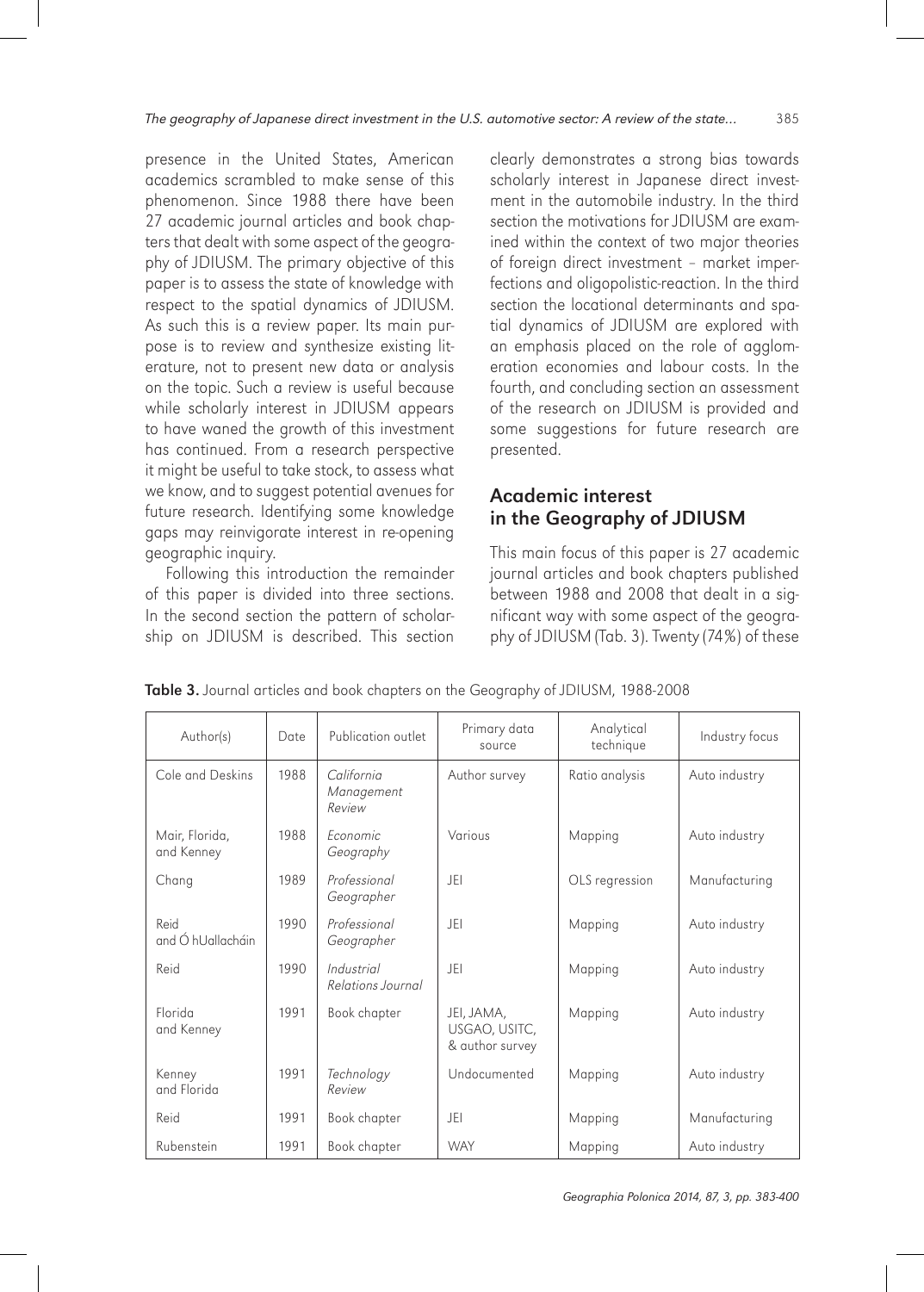presence in the United States, American academics scrambled to make sense of this phenomenon. Since 1988 there have been 27 academic journal articles and book chapters that dealt with some aspect of the geography of JDIUSM. The primary objective of this paper is to assess the state of knowledge with respect to the spatial dynamics of JDIUSM. As such this is a review paper. Its main purpose is to review and synthesize existing literature, not to present new data or analysis on the topic. Such a review is useful because while scholarly interest in JDIUSM appears to have waned the growth of this investment has continued. From a research perspective it might be useful to take stock, to assess what we know, and to suggest potential avenues for future research. Identifying some knowledge gaps may reinvigorate interest in re-opening geographic inquiry.

Following this introduction the remainder of this paper is divided into three sections. In the second section the pattern of scholarship on JDIUSM is described. This section clearly demonstrates a strong bias towards scholarly interest in Japanese direct investment in the automobile industry. In the third section the motivations for JDIUSM are examined within the context of two major theories of foreign direct investment – market imperfections and oligopolistic-reaction. In the third section the locational determinants and spatial dynamics of JDIUSM are explored with an emphasis placed on the role of agglomeration economies and labour costs. In the fourth, and concluding section an assessment of the research on JDIUSM is provided and some suggestions for future research are presented.

## Academic interest in the Geography of JDIUSM

This main focus of this paper is 27 academic journal articles and book chapters published between 1988 and 2008 that dealt in a significant way with some aspect of the geography of JDIUSM (Tab. 3). Twenty (74%) of these

**Table 3.** Journal articles and book chapters on the Geography of JDIUSM, 1988-2008

| Author(s) | Date | Publication outlet | Primary data source | Analytical technique | Industry focus |
|---|---|---|---|---|---|
| Cole and Deskins | 1988 | *California Management Review* | Author survey | Ratio analysis | Auto industry |
| Mair, Florida, and Kenney | 1988 | *Economic Geography* | Various | Mapping | Auto industry |
| Chang | 1989 | *Professional Geographer* | JEI | OLS regression | Manufacturing |
| Reid and Ó hUallacháin | 1990 | *Professional Geographer* | JEI | Mapping | Auto industry |
| Reid | 1990 | *Industrial Relations Journal* | JEI | Mapping | Auto industry |
| Florida and Kenney | 1991 | Book chapter | JEI, JAMA, USGAO, USITC, & author survey | Mapping | Auto industry |
| Kenney and Florida | 1991 | *Technology Review* | Undocumented | Mapping | Auto industry |
| Reid | 1991 | Book chapter | JEI | Mapping | Manufacturing |
| Rubenstein | 1991 | Book chapter | WAY | Mapping | Auto industry |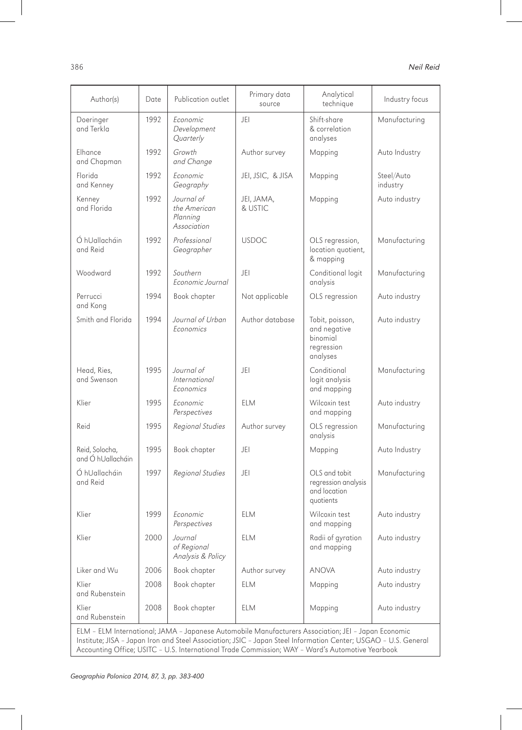| Author(s) | Date | Publication outlet | Primary data source | Analytical technique | Industry focus |
|---|---|---|---|---|---|
| Doeringer and Terkla | 1992 | *Economic Development Quarterly* | JEI | Shift-share & correlation analyses | Manufacturing |
| Elhance and Chapman | 1992 | *Growth and Change* | Author survey | Mapping | Auto Industry |
| Florida and Kenney | 1992 | *Economic Geography* | JEI, JSIC, & JISA | Mapping | Steel/Auto industry |
| Kenney and Florida | 1992 | *Journal of the American Planning Association* | JEI, JAMA, & USTIC | Mapping | Auto industry |
| Ó hUallacháin and Reid | 1992 | *Professional Geographer* | USDOC | OLS regression, location quotient, & mapping | Manufacturing |
| Woodward | 1992 | *Southern Economic Journal* | JEI | Conditional logit analysis | Manufacturing |
| Perrucci and Kong | 1994 | Book chapter | Not applicable | OLS regression | Auto industry |
| Smith and Florida | 1994 | *Journal of Urban Economics* | Author database | Tobit, poisson, and negative binomial regression analyses | Auto industry |
| Head, Ries, and Swenson | 1995 | *Journal of International Economics* | JEI | Conditional logit analysis and mapping | Manufacturing |
| Klier | 1995 | *Economic Perspectives* | ELM | Wilcoxin test and mapping | Auto industry |
| Reid | 1995 | *Regional Studies* | Author survey | OLS regression analysis | Manufacturing |
| Reid, Solocha, and Ó hUallacháin | 1995 | Book chapter | JEI | Mapping | Auto Industry |
| Ó hUallacháin and Reid | 1997 | *Regional Studies* | JEI | OLS and tobit regression analysis and location quotients | Manufacturing |
| Klier | 1999 | *Economic Perspectives* | ELM | Wilcoxin test and mapping | Auto industry |
| Klier | 2000 | *Journal of Regional Analysis & Policy* | ELM | Radii of gyration and mapping | Auto industry |
| Liker and Wu | 2006 | Book chapter | Author survey | ANOVA | Auto industry |
| Klier and Rubenstein | 2008 | Book chapter | ELM | Mapping | Auto industry |
| Klier and Rubenstein | 2008 | Book chapter | ELM | Mapping | Auto industry |

ELM – ELM International; JAMA – Japanese Automobile Manufacturers Association; JEI – Japan Economic Institute; JISA – Japan Iron and Steel Association; JSIC – Japan Steel Information Center; USGAO – U.S. General Accounting Office; USITC – U.S. International Trade Commission; WAY – Ward's Automotive Yearbook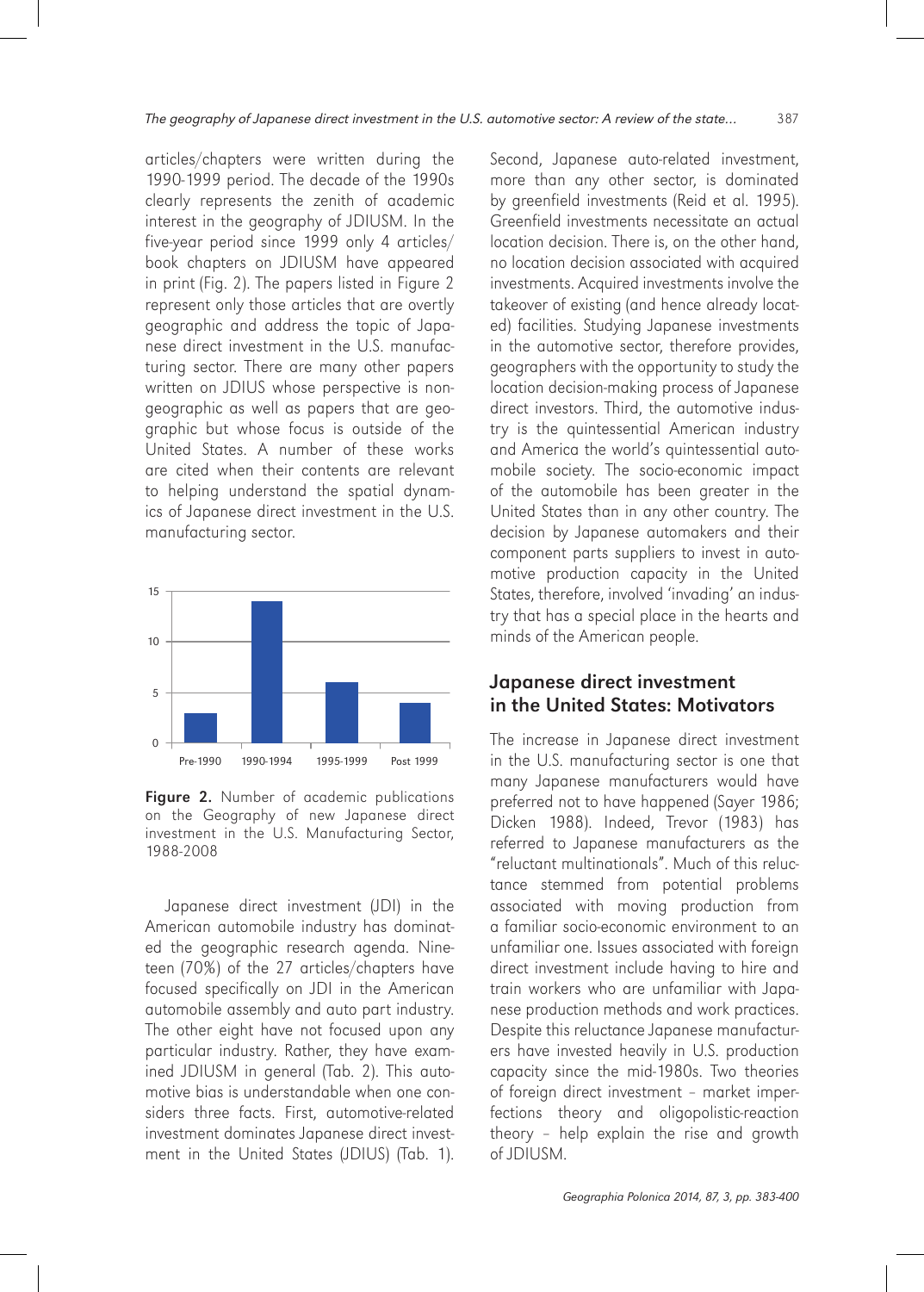articles/chapters were written during the 1990-1999 period. The decade of the 1990s clearly represents the zenith of academic interest in the geography of JDIUSM. In the five-year period since 1999 only 4 articles/book chapters on JDIUSM have appeared in print (Fig. 2). The papers listed in Figure 2 represent only those articles that are overtly geographic and address the topic of Japanese direct investment in the U.S. manufacturing sector. There are many other papers written on JDIUS whose perspective is non-geographic as well as papers that are geographic but whose focus is outside of the United States. A number of these works are cited when their contents are relevant to helping understand the spatial dynamics of Japanese direct investment in the U.S. manufacturing sector.

**Figure 2.** Number of academic publications on the Geography of new Japanese direct investment in the U.S. Manufacturing Sector, 1988-2008

Japanese direct investment (JDI) in the American automobile industry has dominated the geographic research agenda. Nineteen (70%) of the 27 articles/chapters have focused specifically on JDI in the American automobile assembly and auto part industry. The other eight have not focused upon any particular industry. Rather, they have examined JDIUSM in general (Tab. 2). This automotive bias is understandable when one considers three facts. First, automotive-related investment dominates Japanese direct investment in the United States (JDIUS) (Tab. 1). Second, Japanese auto-related investment, more than any other sector, is dominated by greenfield investments (Reid et al. 1995). Greenfield investments necessitate an actual location decision. There is, on the other hand, no location decision associated with acquired investments. Acquired investments involve the takeover of existing (and hence already located) facilities. Studying Japanese investments in the automotive sector, therefore provides, geographers with the opportunity to study the location decision-making process of Japanese direct investors. Third, the automotive industry is the quintessential American industry and America the world's quintessential automobile society. The socio-economic impact of the automobile has been greater in the United States than in any other country. The decision by Japanese automakers and their component parts suppliers to invest in automotive production capacity in the United States, therefore, involved 'invading' an industry that has a special place in the hearts and minds of the American people.

## Japanese direct investment in the United States: Motivators

The increase in Japanese direct investment in the U.S. manufacturing sector is one that many Japanese manufacturers would have preferred not to have happened (Sayer 1986; Dicken 1988). Indeed, Trevor (1983) has referred to Japanese manufacturers as the "reluctant multinationals". Much of this reluctance stemmed from potential problems associated with moving production from a familiar socio-economic environment to an unfamiliar one. Issues associated with foreign direct investment include having to hire and train workers who are unfamiliar with Japanese production methods and work practices. Despite this reluctance Japanese manufacturers have invested heavily in U.S. production capacity since the mid-1980s. Two theories of foreign direct investment – market imperfections theory and oligopolistic-reaction theory – help explain the rise and growth of JDIUSM.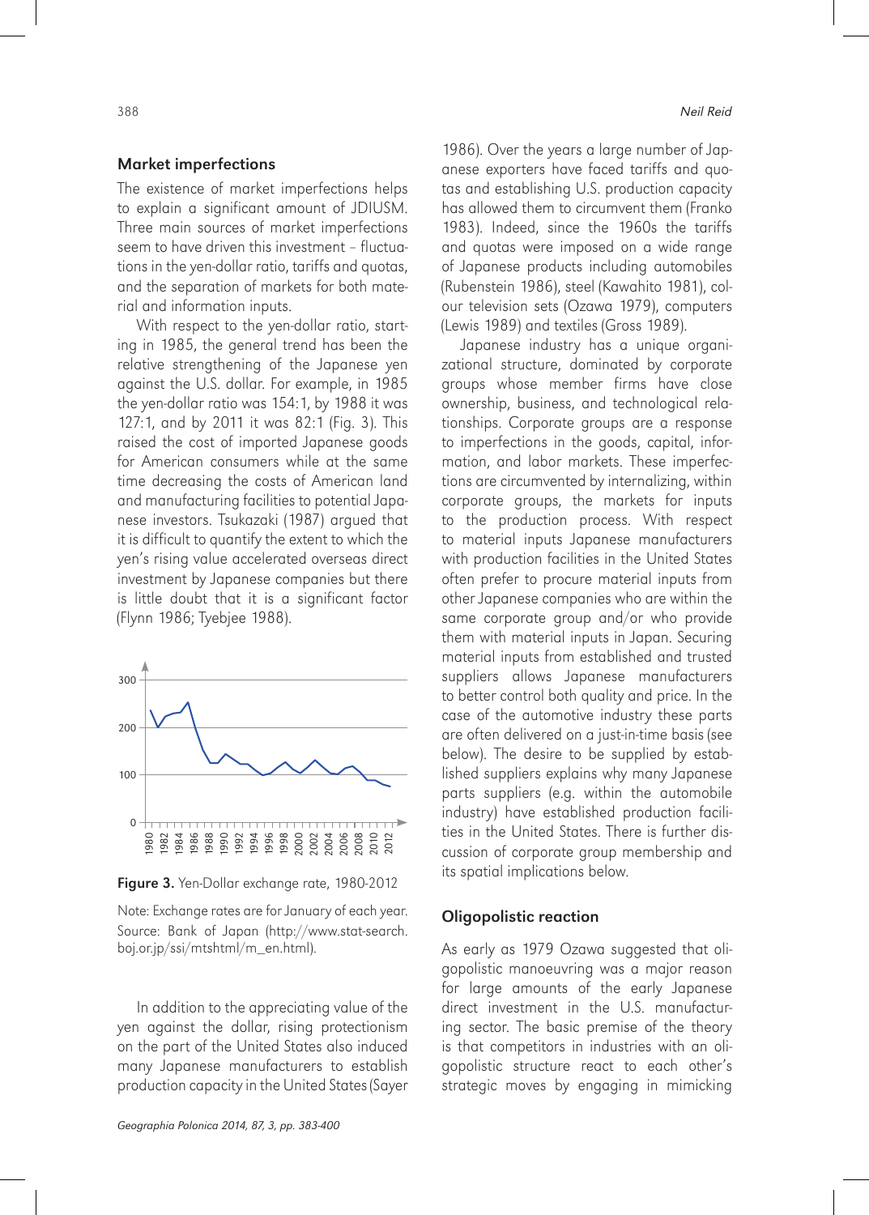## Market imperfections

The existence of market imperfections helps to explain a significant amount of JDIUSM. Three main sources of market imperfections seem to have driven this investment – fluctuations in the yen-dollar ratio, tariffs and quotas, and the separation of markets for both material and information inputs.

With respect to the yen-dollar ratio, starting in 1985, the general trend has been the relative strengthening of the Japanese yen against the U.S. dollar. For example, in 1985 the yen-dollar ratio was 154:1, by 1988 it was 127:1, and by 2011 it was 82:1 (Fig. 3). This raised the cost of imported Japanese goods for American consumers while at the same time decreasing the costs of American land and manufacturing facilities to potential Japanese investors. Tsukazaki (1987) argued that it is difficult to quantify the extent to which the yen's rising value accelerated overseas direct investment by Japanese companies but there is little doubt that it is a significant factor (Flynn 1986; Tyebjee 1988).

**Figure 3.** Yen-Dollar exchange rate, 1980-2012

Note: Exchange rates are for January of each year. Source: Bank of Japan (http://www.stat-search.boj.or.jp/ssi/mtshtml/m_en.html).

In addition to the appreciating value of the yen against the dollar, rising protectionism on the part of the United States also induced many Japanese manufacturers to establish production capacity in the United States (Sayer 1986). Over the years a large number of Japanese exporters have faced tariffs and quotas and establishing U.S. production capacity has allowed them to circumvent them (Franko 1983). Indeed, since the 1960s the tariffs and quotas were imposed on a wide range of Japanese products including automobiles (Rubenstein 1986), steel (Kawahito 1981), colour television sets (Ozawa 1979), computers (Lewis 1989) and textiles (Gross 1989).

Japanese industry has a unique organizational structure, dominated by corporate groups whose member firms have close ownership, business, and technological relationships. Corporate groups are a response to imperfections in the goods, capital, information, and labor markets. These imperfections are circumvented by internalizing, within corporate groups, the markets for inputs to the production process. With respect to material inputs Japanese manufacturers with production facilities in the United States often prefer to procure material inputs from other Japanese companies who are within the same corporate group and/or who provide them with material inputs in Japan. Securing material inputs from established and trusted suppliers allows Japanese manufacturers to better control both quality and price. In the case of the automotive industry these parts are often delivered on a just-in-time basis (see below). The desire to be supplied by established suppliers explains why many Japanese parts suppliers (e.g. within the automobile industry) have established production facilities in the United States. There is further discussion of corporate group membership and its spatial implications below.

## Oligopolistic reaction

As early as 1979 Ozawa suggested that oligopolistic manoeuvring was a major reason for large amounts of the early Japanese direct investment in the U.S. manufacturing sector. The basic premise of the theory is that competitors in industries with an oligopolistic structure react to each other's strategic moves by engaging in mimicking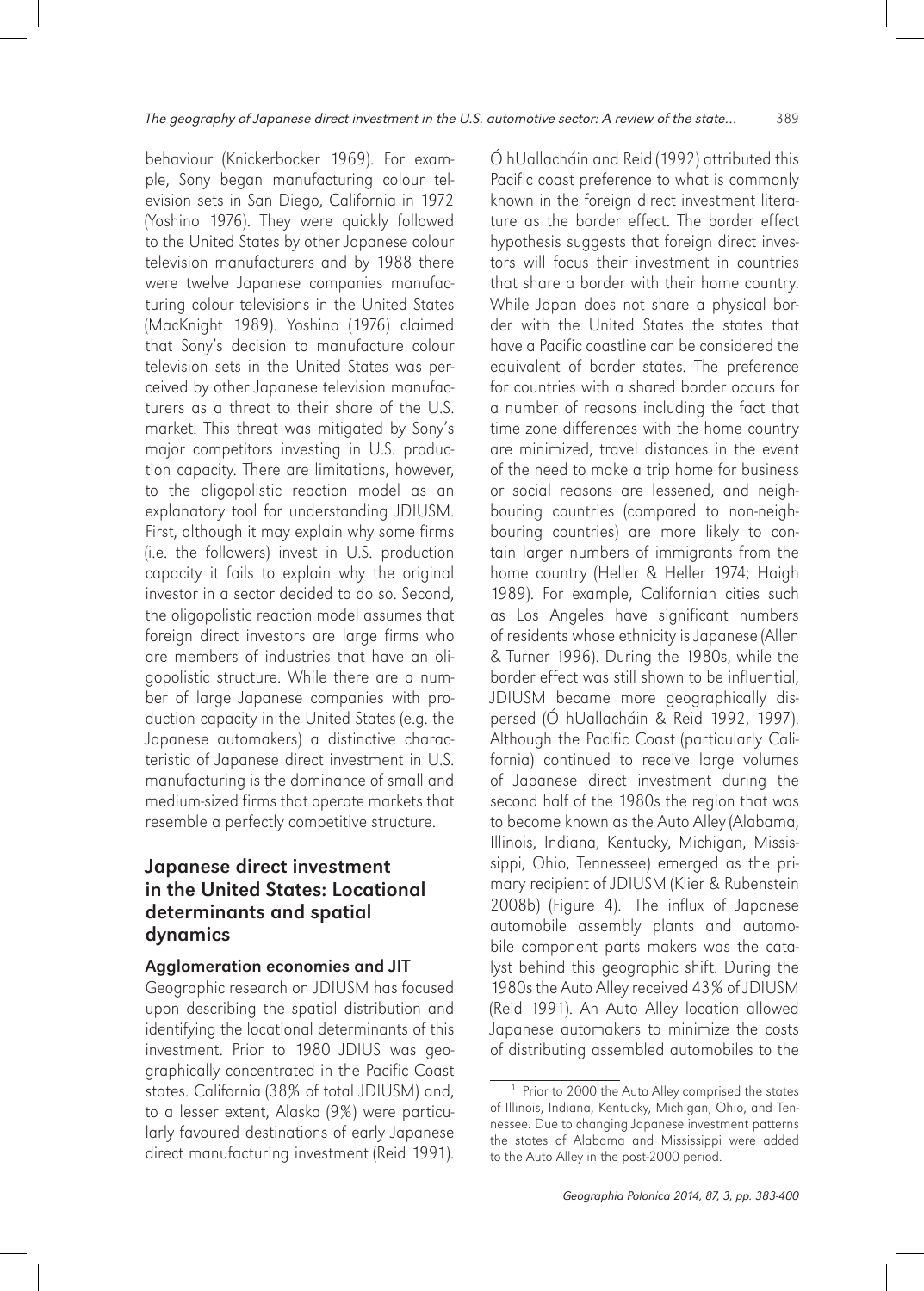behaviour (Knickerbocker 1969). For example, Sony began manufacturing colour television sets in San Diego, California in 1972 (Yoshino 1976). They were quickly followed to the United States by other Japanese colour television manufacturers and by 1988 there were twelve Japanese companies manufacturing colour televisions in the United States (MacKnight 1989). Yoshino (1976) claimed that Sony's decision to manufacture colour television sets in the United States was perceived by other Japanese television manufacturers as a threat to their share of the U.S. market. This threat was mitigated by Sony's major competitors investing in U.S. production capacity. There are limitations, however, to the oligopolistic reaction model as an explanatory tool for understanding JDIUSM. First, although it may explain why some firms (i.e. the followers) invest in U.S. production capacity it fails to explain why the original investor in a sector decided to do so. Second, the oligopolistic reaction model assumes that foreign direct investors are large firms who are members of industries that have an oligopolistic structure. While there are a number of large Japanese companies with production capacity in the United States (e.g. the Japanese automakers) a distinctive characteristic of Japanese direct investment in U.S. manufacturing is the dominance of small and medium-sized firms that operate markets that resemble a perfectly competitive structure.

## Japanese direct investment in the United States: Locational determinants and spatial dynamics

### Agglomeration economies and JIT

Geographic research on JDIUSM has focused upon describing the spatial distribution and identifying the locational determinants of this investment. Prior to 1980 JDIUS was geographically concentrated in the Pacific Coast states. California (38% of total JDIUSM) and, to a lesser extent, Alaska (9%) were particularly favoured destinations of early Japanese direct manufacturing investment (Reid 1991). Ó hUallacháin and Reid (1992) attributed this Pacific coast preference to what is commonly known in the foreign direct investment literature as the border effect. The border effect hypothesis suggests that foreign direct investors will focus their investment in countries that share a border with their home country. While Japan does not share a physical border with the United States the states that have a Pacific coastline can be considered the equivalent of border states. The preference for countries with a shared border occurs for a number of reasons including the fact that time zone differences with the home country are minimized, travel distances in the event of the need to make a trip home for business or social reasons are lessened, and neighbouring countries (compared to non-neighbouring countries) are more likely to contain larger numbers of immigrants from the home country (Heller & Heller 1974; Haigh 1989). For example, Californian cities such as Los Angeles have significant numbers of residents whose ethnicity is Japanese (Allen & Turner 1996). During the 1980s, while the border effect was still shown to be influential, JDIUSM became more geographically dispersed (Ó hUallacháin & Reid 1992, 1997). Although the Pacific Coast (particularly California) continued to receive large volumes of Japanese direct investment during the second half of the 1980s the region that was to become known as the Auto Alley (Alabama, Illinois, Indiana, Kentucky, Michigan, Mississippi, Ohio, Tennessee) emerged as the primary recipient of JDIUSM (Klier & Rubenstein 2008b) (Figure 4).[1] The influx of Japanese automobile assembly plants and automobile component parts makers was the catalyst behind this geographic shift. During the 1980s the Auto Alley received 43% of JDIUSM (Reid 1991). An Auto Alley location allowed Japanese automakers to minimize the costs of distributing assembled automobiles to the

[1] Prior to 2000 the Auto Alley comprised the states of Illinois, Indiana, Kentucky, Michigan, Ohio, and Tennessee. Due to changing Japanese investment patterns the states of Alabama and Mississippi were added to the Auto Alley in the post-2000 period.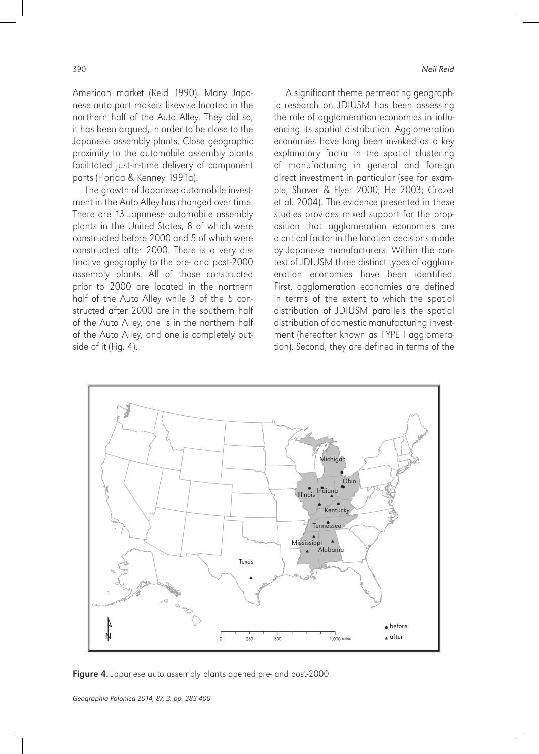American market (Reid 1990). Many Japanese auto part makers likewise located in the northern half of the Auto Alley. They did so, it has been argued, in order to be close to the Japanese assembly plants. Close geographic proximity to the automobile assembly plants facilitated just-in-time delivery of component parts (Florida & Kenney 1991a).

The growth of Japanese automobile investment in the Auto Alley has changed over time. There are 13 Japanese automobile assembly plants in the United States, 8 of which were constructed before 2000 and 5 of which were constructed after 2000. There is a very distinctive geography to the pre- and post-2000 assembly plants. All of those constructed prior to 2000 are located in the northern half of the Auto Alley while 3 of the 5 constructed after 2000 are in the southern half of the Auto Alley, one is in the northern half of the Auto Alley, and one is completely outside of it (Fig. 4).

A significant theme permeating geographic research on JDIUSM has been assessing the role of agglomeration economies in influencing its spatial distribution. Agglomeration economies have long been invoked as a key explanatory factor in the spatial clustering of manufacturing in general and foreign direct investment in particular (see for example, Shaver & Flyer 2000; He 2003; Crozet et al. 2004). The evidence presented in these studies provides mixed support for the proposition that agglomeration economies are a critical factor in the location decisions made by Japanese manufacturers. Within the context of JDIUSM three distinct types of agglomeration economies have been identified. First, agglomeration economies are defined in terms of the extent to which the spatial distribution of JDIUSM parallels the spatial distribution of domestic manufacturing investment (hereafter known as TYPE I agglomeration). Second, they are defined in terms of the

**Figure 4.** Japanese auto assembly plants opened pre- and post-2000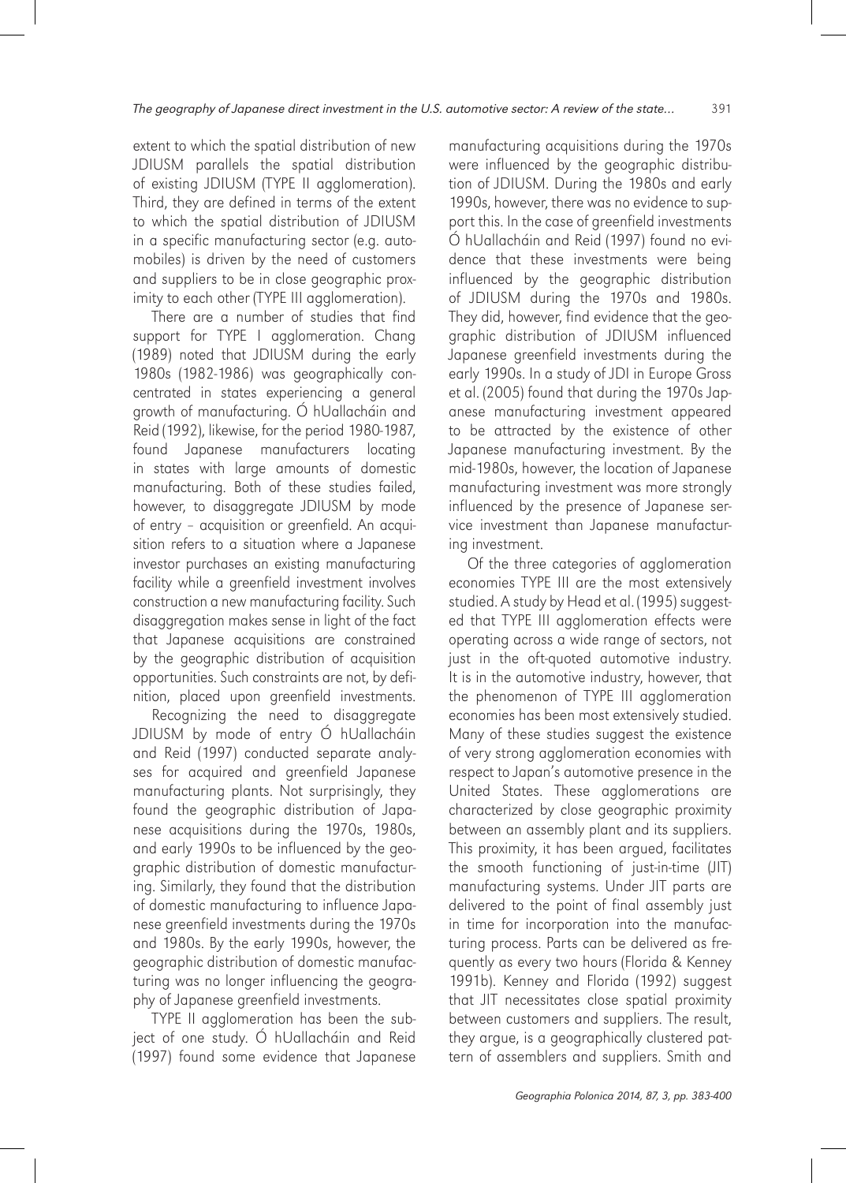extent to which the spatial distribution of new JDIUSM parallels the spatial distribution of existing JDIUSM (TYPE II agglomeration). Third, they are defined in terms of the extent to which the spatial distribution of JDIUSM in a specific manufacturing sector (e.g. automobiles) is driven by the need of customers and suppliers to be in close geographic proximity to each other (TYPE III agglomeration).

There are a number of studies that find support for TYPE I agglomeration. Chang (1989) noted that JDIUSM during the early 1980s (1982-1986) was geographically concentrated in states experiencing a general growth of manufacturing. Ó hUallacháin and Reid (1992), likewise, for the period 1980-1987, found Japanese manufacturers locating in states with large amounts of domestic manufacturing. Both of these studies failed, however, to disaggregate JDIUSM by mode of entry – acquisition or greenfield. An acquisition refers to a situation where a Japanese investor purchases an existing manufacturing facility while a greenfield investment involves construction a new manufacturing facility. Such disaggregation makes sense in light of the fact that Japanese acquisitions are constrained by the geographic distribution of acquisition opportunities. Such constraints are not, by definition, placed upon greenfield investments.

Recognizing the need to disaggregate JDIUSM by mode of entry Ó hUallacháin and Reid (1997) conducted separate analyses for acquired and greenfield Japanese manufacturing plants. Not surprisingly, they found the geographic distribution of Japanese acquisitions during the 1970s, 1980s, and early 1990s to be influenced by the geographic distribution of domestic manufacturing. Similarly, they found that the distribution of domestic manufacturing to influence Japanese greenfield investments during the 1970s and 1980s. By the early 1990s, however, the geographic distribution of domestic manufacturing was no longer influencing the geography of Japanese greenfield investments.

TYPE II agglomeration has been the subject of one study. Ó hUallacháin and Reid (1997) found some evidence that Japanese manufacturing acquisitions during the 1970s were influenced by the geographic distribution of JDIUSM. During the 1980s and early 1990s, however, there was no evidence to support this. In the case of greenfield investments Ó hUallacháin and Reid (1997) found no evidence that these investments were being influenced by the geographic distribution of JDIUSM during the 1970s and 1980s. They did, however, find evidence that the geographic distribution of JDIUSM influenced Japanese greenfield investments during the early 1990s. In a study of JDI in Europe Gross et al. (2005) found that during the 1970s Japanese manufacturing investment appeared to be attracted by the existence of other Japanese manufacturing investment. By the mid-1980s, however, the location of Japanese manufacturing investment was more strongly influenced by the presence of Japanese service investment than Japanese manufacturing investment.

Of the three categories of agglomeration economies TYPE III are the most extensively studied. A study by Head et al. (1995) suggested that TYPE III agglomeration effects were operating across a wide range of sectors, not just in the oft-quoted automotive industry. It is in the automotive industry, however, that the phenomenon of TYPE III agglomeration economies has been most extensively studied. Many of these studies suggest the existence of very strong agglomeration economies with respect to Japan's automotive presence in the United States. These agglomerations are characterized by close geographic proximity between an assembly plant and its suppliers. This proximity, it has been argued, facilitates the smooth functioning of just-in-time (JIT) manufacturing systems. Under JIT parts are delivered to the point of final assembly just in time for incorporation into the manufacturing process. Parts can be delivered as frequently as every two hours (Florida & Kenney 1991b). Kenney and Florida (1992) suggest that JIT necessitates close spatial proximity between customers and suppliers. The result, they argue, is a geographically clustered pattern of assemblers and suppliers. Smith and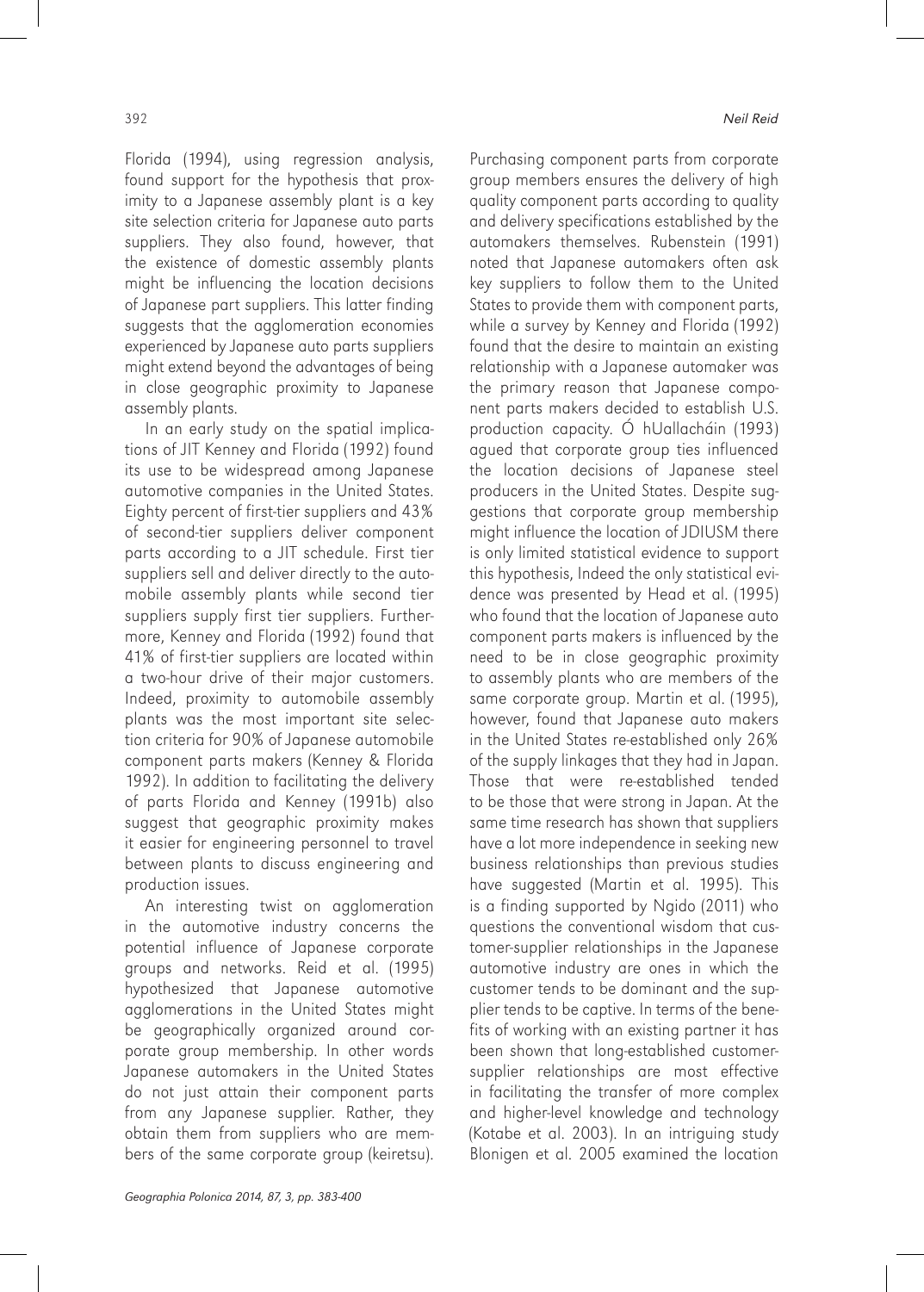Florida (1994), using regression analysis, found support for the hypothesis that proximity to a Japanese assembly plant is a key site selection criteria for Japanese auto parts suppliers. They also found, however, that the existence of domestic assembly plants might be influencing the location decisions of Japanese part suppliers. This latter finding suggests that the agglomeration economies experienced by Japanese auto parts suppliers might extend beyond the advantages of being in close geographic proximity to Japanese assembly plants.

In an early study on the spatial implications of JIT Kenney and Florida (1992) found its use to be widespread among Japanese automotive companies in the United States. Eighty percent of first-tier suppliers and 43% of second-tier suppliers deliver component parts according to a JIT schedule. First tier suppliers sell and deliver directly to the automobile assembly plants while second tier suppliers supply first tier suppliers. Furthermore, Kenney and Florida (1992) found that 41% of first-tier suppliers are located within a two-hour drive of their major customers. Indeed, proximity to automobile assembly plants was the most important site selection criteria for 90% of Japanese automobile component parts makers (Kenney & Florida 1992). In addition to facilitating the delivery of parts Florida and Kenney (1991b) also suggest that geographic proximity makes it easier for engineering personnel to travel between plants to discuss engineering and production issues.

An interesting twist on agglomeration in the automotive industry concerns the potential influence of Japanese corporate groups and networks. Reid et al. (1995) hypothesized that Japanese automotive agglomerations in the United States might be geographically organized around corporate group membership. In other words Japanese automakers in the United States do not just attain their component parts from any Japanese supplier. Rather, they obtain them from suppliers who are members of the same corporate group (keiretsu). Purchasing component parts from corporate group members ensures the delivery of high quality component parts according to quality and delivery specifications established by the automakers themselves. Rubenstein (1991) noted that Japanese automakers often ask key suppliers to follow them to the United States to provide them with component parts, while a survey by Kenney and Florida (1992) found that the desire to maintain an existing relationship with a Japanese automaker was the primary reason that Japanese component parts makers decided to establish U.S. production capacity. Ó hUallacháin (1993) agued that corporate group ties influenced the location decisions of Japanese steel producers in the United States. Despite suggestions that corporate group membership might influence the location of JDIUSM there is only limited statistical evidence to support this hypothesis, Indeed the only statistical evidence was presented by Head et al. (1995) who found that the location of Japanese auto component parts makers is influenced by the need to be in close geographic proximity to assembly plants who are members of the same corporate group. Martin et al. (1995), however, found that Japanese auto makers in the United States re-established only 26% of the supply linkages that they had in Japan. Those that were re-established tended to be those that were strong in Japan. At the same time research has shown that suppliers have a lot more independence in seeking new business relationships than previous studies have suggested (Martin et al. 1995). This is a finding supported by Ngido (2011) who questions the conventional wisdom that customer-supplier relationships in the Japanese automotive industry are ones in which the customer tends to be dominant and the supplier tends to be captive. In terms of the benefits of working with an existing partner it has been shown that long-established customer-supplier relationships are most effective in facilitating the transfer of more complex and higher-level knowledge and technology (Kotabe et al. 2003). In an intriguing study Blonigen et al. 2005 examined the location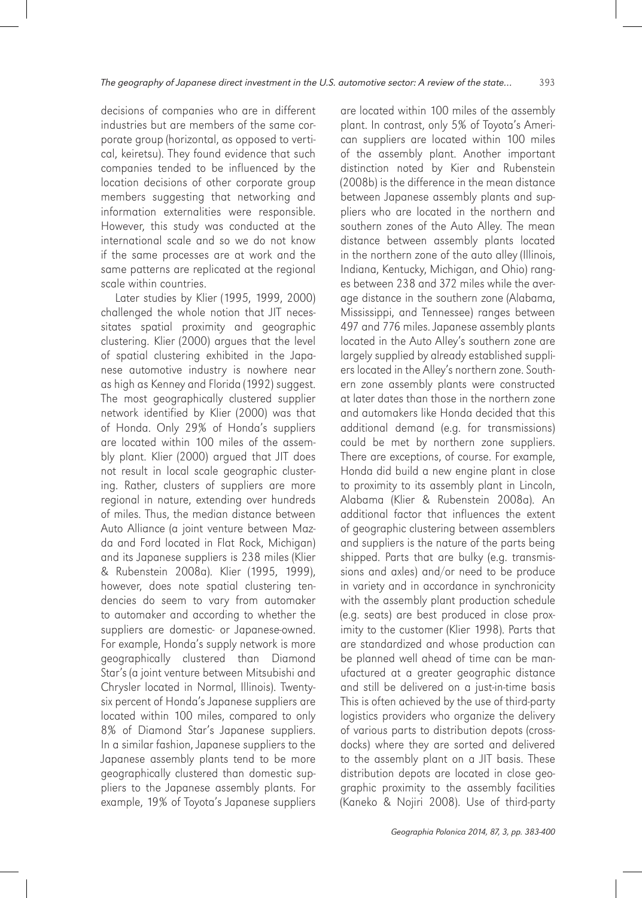decisions of companies who are in different industries but are members of the same corporate group (horizontal, as opposed to vertical, keiretsu). They found evidence that such companies tended to be influenced by the location decisions of other corporate group members suggesting that networking and information externalities were responsible. However, this study was conducted at the international scale and so we do not know if the same processes are at work and the same patterns are replicated at the regional scale within countries.

Later studies by Klier (1995, 1999, 2000) challenged the whole notion that JIT necessitates spatial proximity and geographic clustering. Klier (2000) argues that the level of spatial clustering exhibited in the Japanese automotive industry is nowhere near as high as Kenney and Florida (1992) suggest. The most geographically clustered supplier network identified by Klier (2000) was that of Honda. Only 29% of Honda's suppliers are located within 100 miles of the assembly plant. Klier (2000) argued that JIT does not result in local scale geographic clustering. Rather, clusters of suppliers are more regional in nature, extending over hundreds of miles. Thus, the median distance between Auto Alliance (a joint venture between Mazda and Ford located in Flat Rock, Michigan) and its Japanese suppliers is 238 miles (Klier & Rubenstein 2008a). Klier (1995, 1999), however, does note spatial clustering tendencies do seem to vary from automaker to automaker and according to whether the suppliers are domestic- or Japanese-owned. For example, Honda's supply network is more geographically clustered than Diamond Star's (a joint venture between Mitsubishi and Chrysler located in Normal, Illinois). Twenty-six percent of Honda's Japanese suppliers are located within 100 miles, compared to only 8% of Diamond Star's Japanese suppliers. In a similar fashion, Japanese suppliers to the Japanese assembly plants tend to be more geographically clustered than domestic suppliers to the Japanese assembly plants. For example, 19% of Toyota's Japanese suppliers are located within 100 miles of the assembly plant. In contrast, only 5% of Toyota's American suppliers are located within 100 miles of the assembly plant. Another important distinction noted by Kier and Rubenstein (2008b) is the difference in the mean distance between Japanese assembly plants and suppliers who are located in the northern and southern zones of the Auto Alley. The mean distance between assembly plants located in the northern zone of the auto alley (Illinois, Indiana, Kentucky, Michigan, and Ohio) ranges between 238 and 372 miles while the average distance in the southern zone (Alabama, Mississippi, and Tennessee) ranges between 497 and 776 miles. Japanese assembly plants located in the Auto Alley's southern zone are largely supplied by already established suppliers located in the Alley's northern zone. Southern zone assembly plants were constructed at later dates than those in the northern zone and automakers like Honda decided that this additional demand (e.g. for transmissions) could be met by northern zone suppliers. There are exceptions, of course. For example, Honda did build a new engine plant in close to proximity to its assembly plant in Lincoln, Alabama (Klier & Rubenstein 2008a). An additional factor that influences the extent of geographic clustering between assemblers and suppliers is the nature of the parts being shipped. Parts that are bulky (e.g. transmissions and axles) and/or need to be produce in variety and in accordance in synchronicity with the assembly plant production schedule (e.g. seats) are best produced in close proximity to the customer (Klier 1998). Parts that are standardized and whose production can be planned well ahead of time can be manufactured at a greater geographic distance and still be delivered on a just-in-time basis This is often achieved by the use of third-party logistics providers who organize the delivery of various parts to distribution depots (cross-docks) where they are sorted and delivered to the assembly plant on a JIT basis. These distribution depots are located in close geographic proximity to the assembly facilities (Kaneko & Nojiri 2008). Use of third-party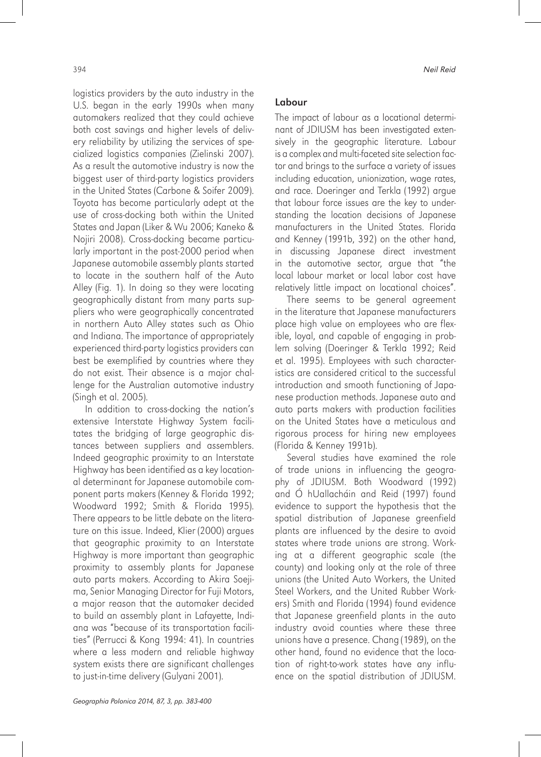logistics providers by the auto industry in the U.S. began in the early 1990s when many automakers realized that they could achieve both cost savings and higher levels of delivery reliability by utilizing the services of specialized logistics companies (Zielinski 2007). As a result the automotive industry is now the biggest user of third-party logistics providers in the United States (Carbone & Soifer 2009). Toyota has become particularly adept at the use of cross-docking both within the United States and Japan (Liker & Wu 2006; Kaneko & Nojiri 2008). Cross-docking became particularly important in the post-2000 period when Japanese automobile assembly plants started to locate in the southern half of the Auto Alley (Fig. 1). In doing so they were locating geographically distant from many parts suppliers who were geographically concentrated in northern Auto Alley states such as Ohio and Indiana. The importance of appropriately experienced third-party logistics providers can best be exemplified by countries where they do not exist. Their absence is a major challenge for the Australian automotive industry (Singh et al. 2005).

In addition to cross-docking the nation's extensive Interstate Highway System facilitates the bridging of large geographic distances between suppliers and assemblers. Indeed geographic proximity to an Interstate Highway has been identified as a key locational determinant for Japanese automobile component parts makers (Kenney & Florida 1992; Woodward 1992; Smith & Florida 1995). There appears to be little debate on the literature on this issue. Indeed, Klier (2000) argues that geographic proximity to an Interstate Highway is more important than geographic proximity to assembly plants for Japanese auto parts makers. According to Akira Soejima, Senior Managing Director for Fuji Motors, a major reason that the automaker decided to build an assembly plant in Lafayette, Indiana was "because of its transportation facilities" (Perrucci & Kong 1994: 41). In countries where a less modern and reliable highway system exists there are significant challenges to just-in-time delivery (Gulyani 2001).

## Labour

The impact of labour as a locational determinant of JDIUSM has been investigated extensively in the geographic literature. Labour is a complex and multi-faceted site selection factor and brings to the surface a variety of issues including education, unionization, wage rates, and race. Doeringer and Terkla (1992) argue that labour force issues are the key to understanding the location decisions of Japanese manufacturers in the United States. Florida and Kenney (1991b, 392) on the other hand, in discussing Japanese direct investment in the automotive sector, argue that "the local labour market or local labor cost have relatively little impact on locational choices".

There seems to be general agreement in the literature that Japanese manufacturers place high value on employees who are flexible, loyal, and capable of engaging in problem solving (Doeringer & Terkla 1992; Reid et al. 1995). Employees with such characteristics are considered critical to the successful introduction and smooth functioning of Japanese production methods. Japanese auto and auto parts makers with production facilities on the United States have a meticulous and rigorous process for hiring new employees (Florida & Kenney 1991b).

Several studies have examined the role of trade unions in influencing the geography of JDIUSM. Both Woodward (1992) and Ó hUallacháin and Reid (1997) found evidence to support the hypothesis that the spatial distribution of Japanese greenfield plants are influenced by the desire to avoid states where trade unions are strong. Working at a different geographic scale (the county) and looking only at the role of three unions (the United Auto Workers, the United Steel Workers, and the United Rubber Workers) Smith and Florida (1994) found evidence that Japanese greenfield plants in the auto industry avoid counties where these three unions have a presence. Chang (1989), on the other hand, found no evidence that the location of right-to-work states have any influence on the spatial distribution of JDIUSM.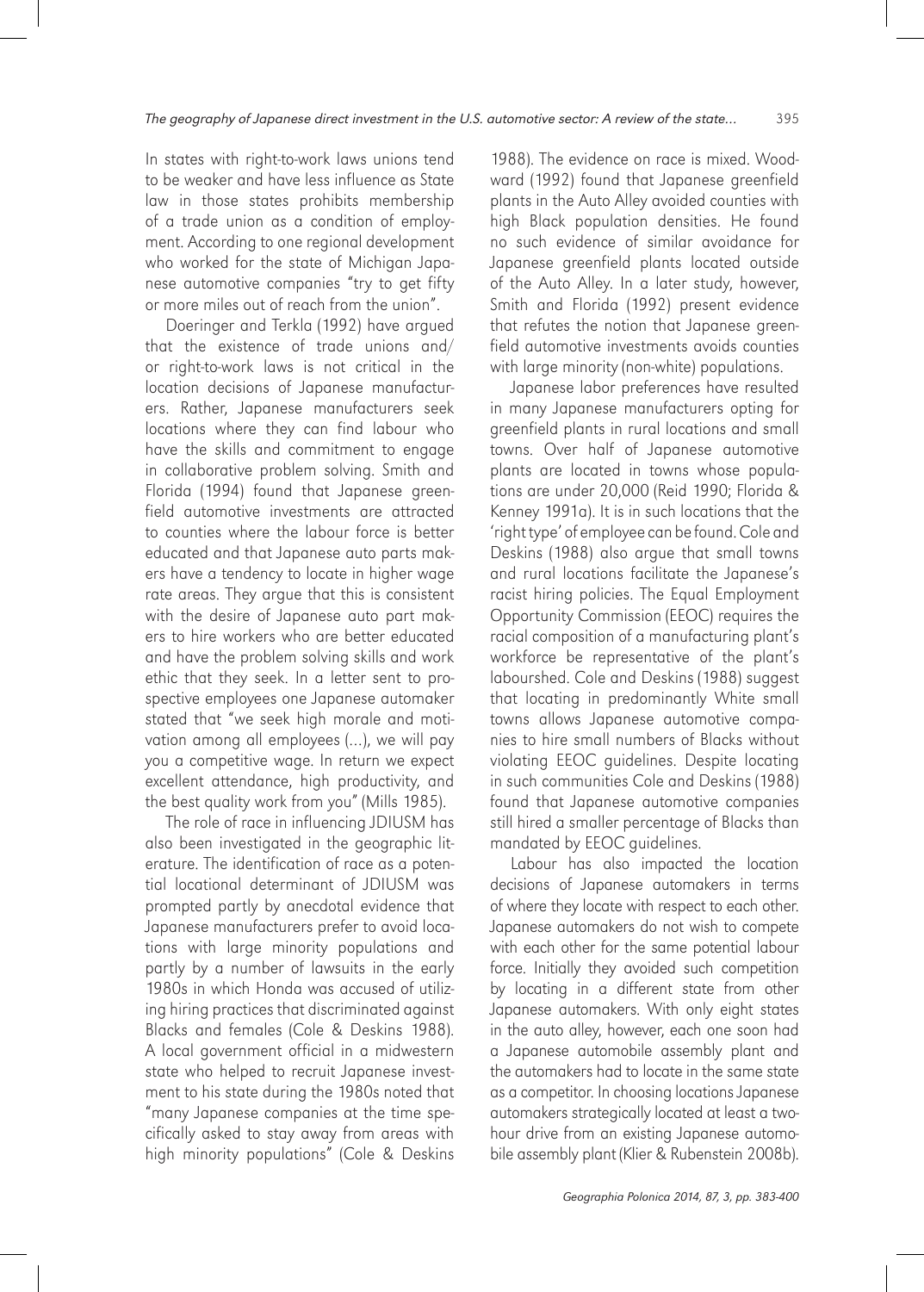In states with right-to-work laws unions tend to be weaker and have less influence as State law in those states prohibits membership of a trade union as a condition of employment. According to one regional development who worked for the state of Michigan Japanese automotive companies "try to get fifty or more miles out of reach from the union".

Doeringer and Terkla (1992) have argued that the existence of trade unions and/or right-to-work laws is not critical in the location decisions of Japanese manufacturers. Rather, Japanese manufacturers seek locations where they can find labour who have the skills and commitment to engage in collaborative problem solving. Smith and Florida (1994) found that Japanese greenfield automotive investments are attracted to counties where the labour force is better educated and that Japanese auto parts makers have a tendency to locate in higher wage rate areas. They argue that this is consistent with the desire of Japanese auto part makers to hire workers who are better educated and have the problem solving skills and work ethic that they seek. In a letter sent to prospective employees one Japanese automaker stated that "we seek high morale and motivation among all employees (...), we will pay you a competitive wage. In return we expect excellent attendance, high productivity, and the best quality work from you" (Mills 1985).

The role of race in influencing JDIUSM has also been investigated in the geographic literature. The identification of race as a potential locational determinant of JDIUSM was prompted partly by anecdotal evidence that Japanese manufacturers prefer to avoid locations with large minority populations and partly by a number of lawsuits in the early 1980s in which Honda was accused of utilizing hiring practices that discriminated against Blacks and females (Cole & Deskins 1988). A local government official in a midwestern state who helped to recruit Japanese investment to his state during the 1980s noted that "many Japanese companies at the time specifically asked to stay away from areas with high minority populations" (Cole & Deskins 1988). The evidence on race is mixed. Woodward (1992) found that Japanese greenfield plants in the Auto Alley avoided counties with high Black population densities. He found no such evidence of similar avoidance for Japanese greenfield plants located outside of the Auto Alley. In a later study, however, Smith and Florida (1992) present evidence that refutes the notion that Japanese greenfield automotive investments avoids counties with large minority (non-white) populations.

Japanese labor preferences have resulted in many Japanese manufacturers opting for greenfield plants in rural locations and small towns. Over half of Japanese automotive plants are located in towns whose populations are under 20,000 (Reid 1990; Florida & Kenney 1991a). It is in such locations that the 'right type' of employee can be found. Cole and Deskins (1988) also argue that small towns and rural locations facilitate the Japanese's racist hiring policies. The Equal Employment Opportunity Commission (EEOC) requires the racial composition of a manufacturing plant's workforce be representative of the plant's labourshed. Cole and Deskins (1988) suggest that locating in predominantly White small towns allows Japanese automotive companies to hire small numbers of Blacks without violating EEOC guidelines. Despite locating in such communities Cole and Deskins (1988) found that Japanese automotive companies still hired a smaller percentage of Blacks than mandated by EEOC guidelines.

Labour has also impacted the location decisions of Japanese automakers in terms of where they locate with respect to each other. Japanese automakers do not wish to compete with each other for the same potential labour force. Initially they avoided such competition by locating in a different state from other Japanese automakers. With only eight states in the auto alley, however, each one soon had a Japanese automobile assembly plant and the automakers had to locate in the same state as a competitor. In choosing locations Japanese automakers strategically located at least a two-hour drive from an existing Japanese automobile assembly plant (Klier & Rubenstein 2008b).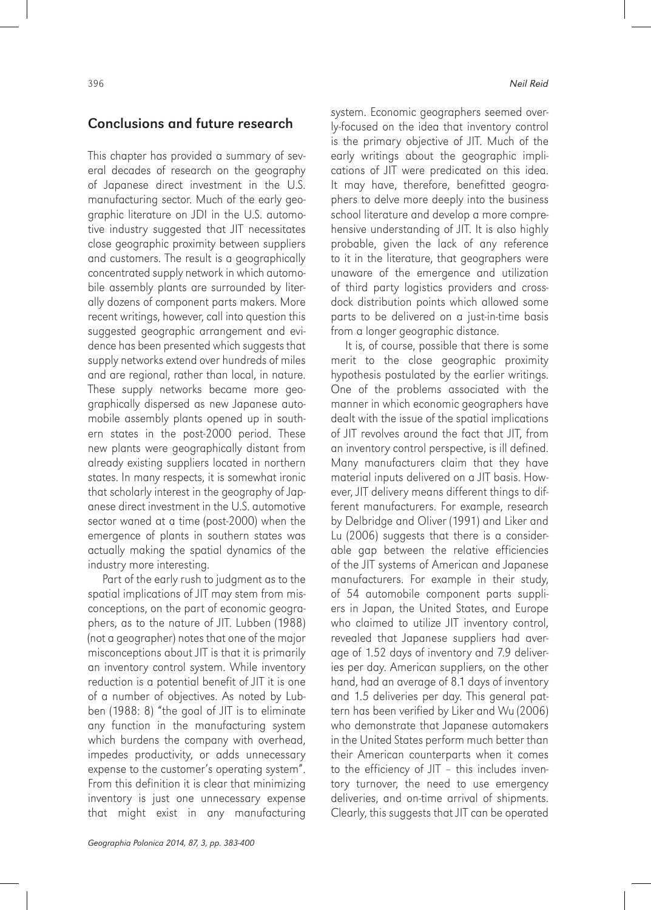## Conclusions and future research

This chapter has provided a summary of several decades of research on the geography of Japanese direct investment in the U.S. manufacturing sector. Much of the early geographic literature on JDI in the U.S. automotive industry suggested that JIT necessitates close geographic proximity between suppliers and customers. The result is a geographically concentrated supply network in which automobile assembly plants are surrounded by literally dozens of component parts makers. More recent writings, however, call into question this suggested geographic arrangement and evidence has been presented which suggests that supply networks extend over hundreds of miles and are regional, rather than local, in nature. These supply networks became more geographically dispersed as new Japanese automobile assembly plants opened up in southern states in the post-2000 period. These new plants were geographically distant from already existing suppliers located in northern states. In many respects, it is somewhat ironic that scholarly interest in the geography of Japanese direct investment in the U.S. automotive sector waned at a time (post-2000) when the emergence of plants in southern states was actually making the spatial dynamics of the industry more interesting.

Part of the early rush to judgment as to the spatial implications of JIT may stem from misconceptions, on the part of economic geographers, as to the nature of JIT. Lubben (1988) (not a geographer) notes that one of the major misconceptions about JIT is that it is primarily an inventory control system. While inventory reduction is a potential benefit of JIT it is one of a number of objectives. As noted by Lubben (1988: 8) "the goal of JIT is to eliminate any function in the manufacturing system which burdens the company with overhead, impedes productivity, or adds unnecessary expense to the customer's operating system". From this definition it is clear that minimizing inventory is just one unnecessary expense that might exist in any manufacturing system. Economic geographers seemed overly-focused on the idea that inventory control is the primary objective of JIT. Much of the early writings about the geographic implications of JIT were predicated on this idea. It may have, therefore, benefitted geographers to delve more deeply into the business school literature and develop a more comprehensive understanding of JIT. It is also highly probable, given the lack of any reference to it in the literature, that geographers were unaware of the emergence and utilization of third party logistics providers and cross-dock distribution points which allowed some parts to be delivered on a just-in-time basis from a longer geographic distance.

It is, of course, possible that there is some merit to the close geographic proximity hypothesis postulated by the earlier writings. One of the problems associated with the manner in which economic geographers have dealt with the issue of the spatial implications of JIT revolves around the fact that JIT, from an inventory control perspective, is ill defined. Many manufacturers claim that they have material inputs delivered on a JIT basis. However, JIT delivery means different things to different manufacturers. For example, research by Delbridge and Oliver (1991) and Liker and Lu (2006) suggests that there is a considerable gap between the relative efficiencies of the JIT systems of American and Japanese manufacturers. For example in their study, of 54 automobile component parts suppliers in Japan, the United States, and Europe who claimed to utilize JIT inventory control, revealed that Japanese suppliers had average of 1.52 days of inventory and 7.9 deliveries per day. American suppliers, on the other hand, had an average of 8.1 days of inventory and 1.5 deliveries per day. This general pattern has been verified by Liker and Wu (2006) who demonstrate that Japanese automakers in the United States perform much better than their American counterparts when it comes to the efficiency of JIT – this includes inventory turnover, the need to use emergency deliveries, and on-time arrival of shipments. Clearly, this suggests that JIT can be operated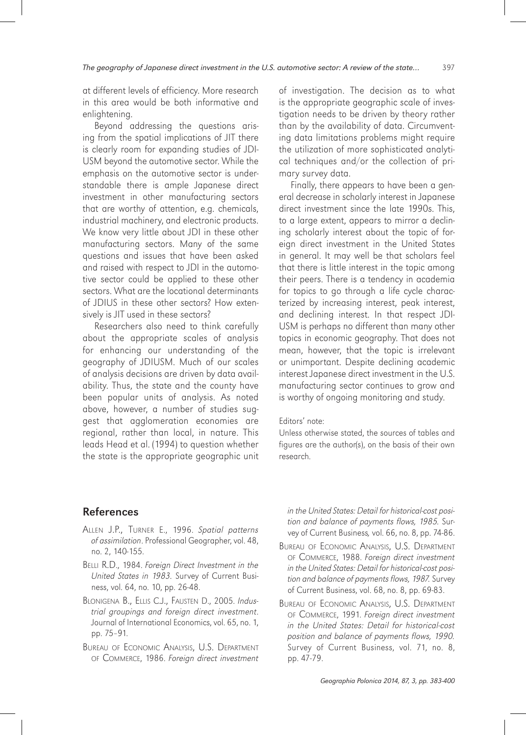at different levels of efficiency. More research in this area would be both informative and enlightening.

Beyond addressing the questions arising from the spatial implications of JIT there is clearly room for expanding studies of JDI-USM beyond the automotive sector. While the emphasis on the automotive sector is understandable there is ample Japanese direct investment in other manufacturing sectors that are worthy of attention, e.g. chemicals, industrial machinery, and electronic products. We know very little about JDI in these other manufacturing sectors. Many of the same questions and issues that have been asked and raised with respect to JDI in the automotive sector could be applied to these other sectors. What are the locational determinants of JDIUS in these other sectors? How extensively is JIT used in these sectors?

Researchers also need to think carefully about the appropriate scales of analysis for enhancing our understanding of the geography of JDIUSM. Much of our scales of analysis decisions are driven by data availability. Thus, the state and the county have been popular units of analysis. As noted above, however, a number of studies suggest that agglomeration economies are regional, rather than local, in nature. This leads Head et al. (1994) to question whether the state is the appropriate geographic unit of investigation. The decision as to what is the appropriate geographic scale of investigation needs to be driven by theory rather than by the availability of data. Circumventing data limitations problems might require the utilization of more sophisticated analytical techniques and/or the collection of primary survey data.

Finally, there appears to have been a general decrease in scholarly interest in Japanese direct investment since the late 1990s. This, to a large extent, appears to mirror a declining scholarly interest about the topic of foreign direct investment in the United States in general. It may well be that scholars feel that there is little interest in the topic among their peers. There is a tendency in academia for topics to go through a life cycle characterized by increasing interest, peak interest, and declining interest. In that respect JDI-USM is perhaps no different than many other topics in economic geography. That does not mean, however, that the topic is irrelevant or unimportant. Despite declining academic interest Japanese direct investment in the U.S. manufacturing sector continues to grow and is worthy of ongoing monitoring and study.

Editors' note:
Unless otherwise stated, the sources of tables and figures are the author(s), on the basis of their own research.

## References

Allen J.P., Turner E., 1996. *Spatial patterns of assimilation*. Professional Geographer, vol. 48, no. 2, 140-155.

Belli R.D., 1984. *Foreign Direct Investment in the United States in 1983*. Survey of Current Business, vol. 64, no. 10, pp. 26-48.

Blonigena B., Ellis C.J., Fausten D., 2005. *Industrial groupings and foreign direct investment*. Journal of International Economics, vol. 65, no. 1, pp. 75–91.

Bureau of Economic Analysis, U.S. Department of Commerce, 1986. *Foreign direct investment in the United States: Detail for historical-cost position and balance of payments flows, 1985*. Survey of Current Business, vol. 66, no. 8, pp. 74-86.

Bureau of Economic Analysis, U.S. Department of Commerce, 1988. *Foreign direct investment in the United States: Detail for historical-cost position and balance of payments flows, 1987*. Survey of Current Business, vol. 68, no. 8, pp. 69-83.

Bureau of Economic Analysis, U.S. Department of Commerce, 1991. *Foreign direct investment in the United States: Detail for historical-cost position and balance of payments flows, 1990*. Survey of Current Business, vol. 71, no. 8, pp. 47-79.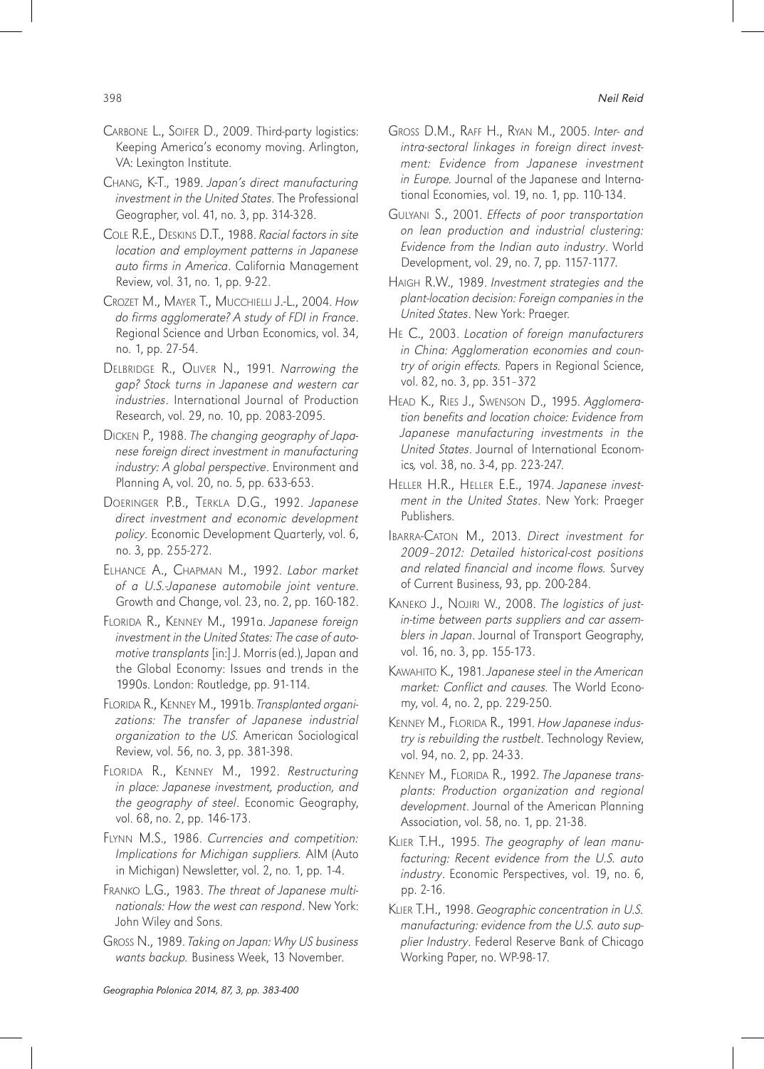Carbone L., Soifer D., 2009. Third-party logistics: Keeping America's economy moving. Arlington, VA: Lexington Institute.

Chang, K-T., 1989. *Japan's direct manufacturing investment in the United States*. The Professional Geographer, vol. 41, no. 3, pp. 314-328.

Cole R.E., Deskins D.T., 1988. *Racial factors in site location and employment patterns in Japanese auto firms in America*. California Management Review, vol. 31, no. 1, pp. 9-22.

Crozet M., Mayer T., Mucchielli J.-L., 2004. *How do firms agglomerate? A study of FDI in France*. Regional Science and Urban Economics, vol. 34, no. 1, pp. 27-54.

Delbridge R., Oliver N., 1991. *Narrowing the gap? Stock turns in Japanese and western car industries*. International Journal of Production Research, vol. 29, no. 10, pp. 2083-2095.

Dicken P., 1988. *The changing geography of Japanese foreign direct investment in manufacturing industry: A global perspective*. Environment and Planning A, vol. 20, no. 5, pp. 633-653.

Doeringer P.B., Terkla D.G., 1992. *Japanese direct investment and economic development policy*. Economic Development Quarterly, vol. 6, no. 3, pp. 255-272.

Elhance A., Chapman M., 1992. *Labor market of a U.S.-Japanese automobile joint venture*. Growth and Change, vol. 23, no. 2, pp. 160-182.

Florida R., Kenney M., 1991a. *Japanese foreign investment in the United States: The case of automotive transplants* [in:] J. Morris (ed.), Japan and the Global Economy: Issues and trends in the 1990s. London: Routledge, pp. 91-114.

Florida R., Kenney M., 1991b. *Transplanted organizations: The transfer of Japanese industrial organization to the US.* American Sociological Review, vol. 56, no. 3, pp. 381-398.

Florida R., Kenney M., 1992. *Restructuring in place: Japanese investment, production, and the geography of steel*. Economic Geography, vol. 68, no. 2, pp. 146-173.

Flynn M.S., 1986. *Currencies and competition: Implications for Michigan suppliers.* AIM (Auto in Michigan) Newsletter, vol. 2, no. 1, pp. 1-4.

Franko L.G., 1983. *The threat of Japanese multinationals: How the west can respond*. New York: John Wiley and Sons.

Gross N., 1989. *Taking on Japan: Why US business wants backup.* Business Week, 13 November.

Gross D.M., Raff H., Ryan M., 2005. *Inter- and intra-sectoral linkages in foreign direct investment: Evidence from Japanese investment in Europe*. Journal of the Japanese and International Economies, vol. 19, no. 1, pp. 110-134.

Gulyani S., 2001. *Effects of poor transportation on lean production and industrial clustering: Evidence from the Indian auto industry*. World Development, vol. 29, no. 7, pp. 1157-1177.

Haigh R.W., 1989. *Investment strategies and the plant-location decision: Foreign companies in the United States*. New York: Praeger.

He C., 2003. *Location of foreign manufacturers in China: Agglomeration economies and country of origin effects.* Papers in Regional Science, vol. 82, no. 3, pp. 351–372

Head K., Ries J., Swenson D., 1995. *Agglomeration benefits and location choice: Evidence from Japanese manufacturing investments in the United States*. Journal of International Economics, vol. 38, no. 3-4, pp. 223-247.

Heller H.R., Heller E.E., 1974. *Japanese investment in the United States*. New York: Praeger Publishers.

Ibarra-Caton M., 2013. *Direct investment for 2009–2012: Detailed historical-cost positions and related financial and income flows.* Survey of Current Business, 93, pp. 200-284.

Kaneko J., Nojiri W., 2008. *The logistics of just-in-time between parts suppliers and car assemblers in Japan*. Journal of Transport Geography, vol. 16, no. 3, pp. 155-173.

Kawahito K., 1981. *Japanese steel in the American market: Conflict and causes.* The World Economy, vol. 4, no. 2, pp. 229-250.

Kenney M., Florida R., 1991. *How Japanese industry is rebuilding the rustbelt*. Technology Review, vol. 94, no. 2, pp. 24-33.

Kenney M., Florida R., 1992. *The Japanese transplants: Production organization and regional development*. Journal of the American Planning Association, vol. 58, no. 1, pp. 21-38.

Klier T.H., 1995. *The geography of lean manufacturing: Recent evidence from the U.S. auto industry*. Economic Perspectives, vol. 19, no. 6, pp. 2-16.

Klier T.H., 1998. *Geographic concentration in U.S. manufacturing: evidence from the U.S. auto supplier Industry*. Federal Reserve Bank of Chicago Working Paper, no. WP-98-17.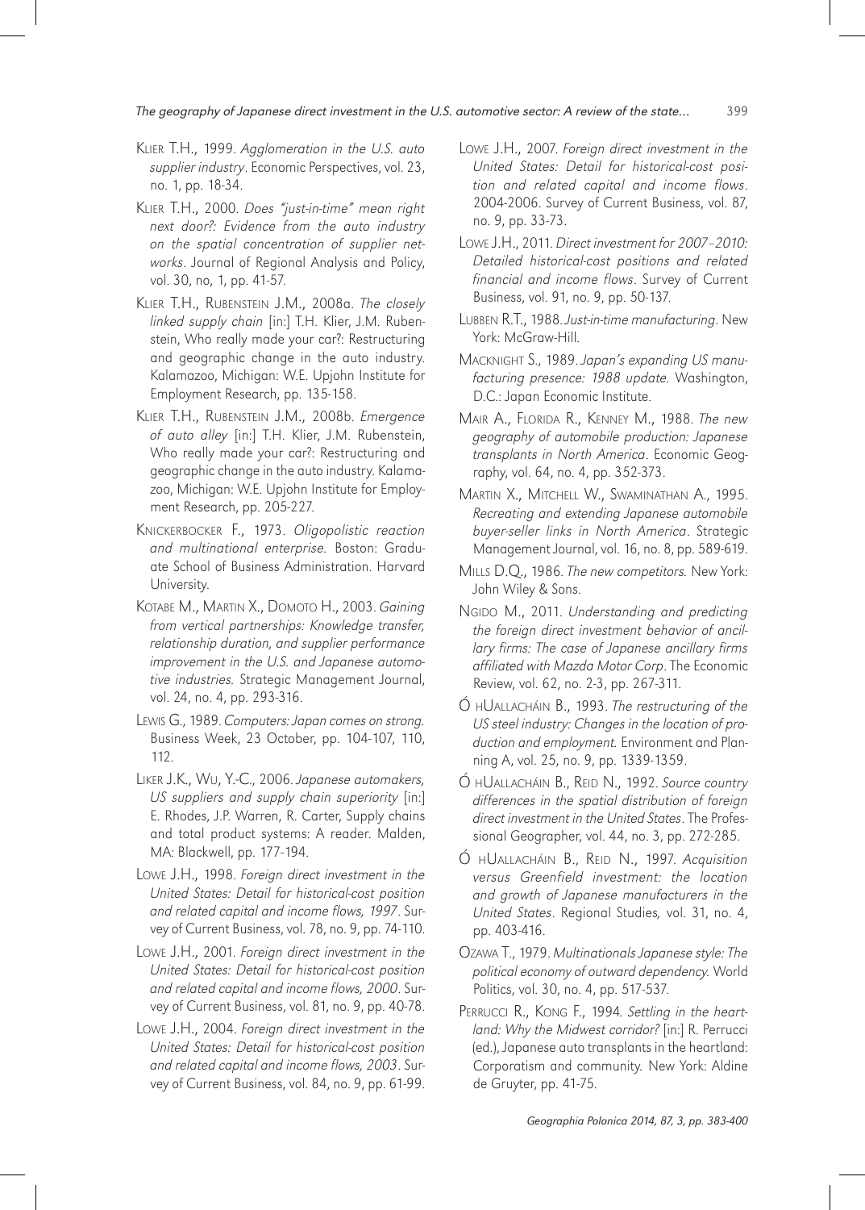Klier T.H., 1999. *Agglomeration in the U.S. auto supplier industry*. Economic Perspectives, vol. 23, no. 1, pp. 18-34.

Klier T.H., 2000. *Does "just-in-time" mean right next door?: Evidence from the auto industry on the spatial concentration of supplier networks*. Journal of Regional Analysis and Policy, vol. 30, no, 1, pp. 41-57.

Klier T.H., Rubenstein J.M., 2008a. *The closely linked supply chain* [in:] T.H. Klier, J.M. Rubenstein, Who really made your car?: Restructuring and geographic change in the auto industry. Kalamazoo, Michigan: W.E. Upjohn Institute for Employment Research, pp. 135-158.

Klier T.H., Rubenstein J.M., 2008b. *Emergence of auto alley* [in:] T.H. Klier, J.M. Rubenstein, Who really made your car?: Restructuring and geographic change in the auto industry. Kalamazoo, Michigan: W.E. Upjohn Institute for Employment Research, pp. 205-227.

Knickerbocker F., 1973. *Oligopolistic reaction and multinational enterprise.* Boston: Graduate School of Business Administration. Harvard University.

Kotabe M., Martin X., Domoto H., 2003. *Gaining from vertical partnerships: Knowledge transfer, relationship duration, and supplier performance improvement in the U.S. and Japanese automotive industries.* Strategic Management Journal, vol. 24, no. 4, pp. 293-316.

Lewis G., 1989. *Computers: Japan comes on strong.* Business Week, 23 October, pp. 104-107, 110, 112.

Liker J.K., Wu, Y.-C., 2006. *Japanese automakers, US suppliers and supply chain superiority* [in:] E. Rhodes, J.P. Warren, R. Carter, Supply chains and total product systems: A reader. Malden, MA: Blackwell, pp. 177-194.

Lowe J.H., 1998. *Foreign direct investment in the United States: Detail for historical-cost position and related capital and income flows, 1997*. Survey of Current Business, vol. 78, no. 9, pp. 74-110.

Lowe J.H., 2001. *Foreign direct investment in the United States: Detail for historical-cost position and related capital and income flows, 2000*. Survey of Current Business, vol. 81, no. 9, pp. 40-78.

Lowe J.H., 2004. *Foreign direct investment in the United States: Detail for historical-cost position and related capital and income flows, 2003*. Survey of Current Business, vol. 84, no. 9, pp. 61-99.

Lowe J.H., 2007. *Foreign direct investment in the United States: Detail for historical-cost position and related capital and income flows*. 2004-2006. Survey of Current Business, vol. 87, no. 9, pp. 33-73.

Lowe J.H., 2011. *Direct investment for 2007–2010: Detailed historical-cost positions and related financial and income flows*. Survey of Current Business, vol. 91, no. 9, pp. 50-137.

Lubben R.T., 1988. *Just-in-time manufacturing*. New York: McGraw-Hill.

Macknight S., 1989. *Japan's expanding US manufacturing presence: 1988 update.* Washington, D.C.: Japan Economic Institute.

Mair A., Florida R., Kenney M., 1988. *The new geography of automobile production: Japanese transplants in North America*. Economic Geography, vol. 64, no. 4, pp. 352-373.

Martin X., Mitchell W., Swaminathan A., 1995. *Recreating and extending Japanese automobile buyer-seller links in North America*. Strategic Management Journal, vol. 16, no. 8, pp. 589-619.

Mills D.Q., 1986. *The new competitors.* New York: John Wiley & Sons.

Ngido M., 2011. *Understanding and predicting the foreign direct investment behavior of ancillary firms: The case of Japanese ancillary firms affiliated with Mazda Motor Corp*. The Economic Review, vol. 62, no. 2-3, pp. 267-311.

Ó hUallacháin B., 1993. *The restructuring of the US steel industry: Changes in the location of production and employment.* Environment and Planning A, vol. 25, no. 9, pp. 1339-1359.

Ó hUallacháin B., Reid N., 1992. *Source country differences in the spatial distribution of foreign direct investment in the United States*. The Professional Geographer, vol. 44, no. 3, pp. 272-285.

Ó hUallacháin B., Reid N., 1997. *Acquisition versus Greenfield investment: the location and growth of Japanese manufacturers in the United States*. Regional Studies*,* vol. 31, no. 4, pp. 403-416.

Ozawa T., 1979. *Multinationals Japanese style: The political economy of outward dependency.* World Politics, vol. 30, no. 4, pp. 517-537.

Perrucci R., Kong F., 1994. *Settling in the heartland: Why the Midwest corridor?* [in:] R. Perrucci (ed.), Japanese auto transplants in the heartland: Corporatism and community. New York: Aldine de Gruyter, pp. 41-75.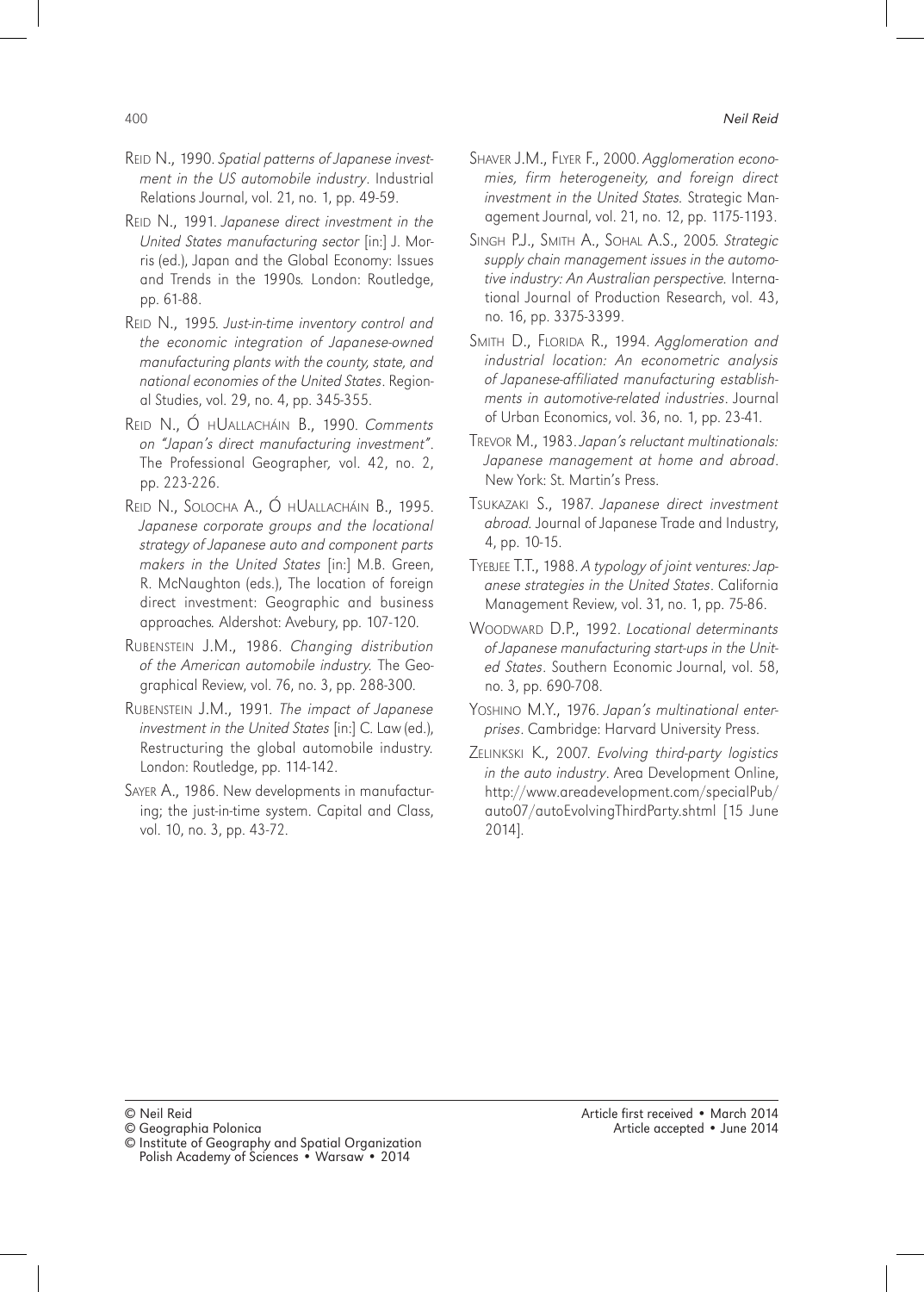Reid N., 1990. *Spatial patterns of Japanese investment in the US automobile industry*. Industrial Relations Journal, vol. 21, no. 1, pp. 49-59.

Reid N., 1991. *Japanese direct investment in the United States manufacturing sector* [in:] J. Morris (ed.), Japan and the Global Economy: Issues and Trends in the 1990s. London: Routledge, pp. 61-88.

Reid N., 1995. *Just-in-time inventory control and the economic integration of Japanese-owned manufacturing plants with the county, state, and national economies of the United States*. Regional Studies, vol. 29, no. 4, pp. 345-355.

Reid N., Ó hUallacháin B., 1990. *Comments on "Japan's direct manufacturing investment"*. The Professional Geographer, vol. 42, no. 2, pp. 223-226.

Reid N., Solocha A., Ó hUallacháin B., 1995. *Japanese corporate groups and the locational strategy of Japanese auto and component parts makers in the United States* [in:] M.B. Green, R. McNaughton (eds.), The location of foreign direct investment: Geographic and business approaches. Aldershot: Avebury, pp. 107-120.

Rubenstein J.M., 1986. *Changing distribution of the American automobile industry*. The Geographical Review, vol. 76, no. 3, pp. 288-300.

Rubenstein J.M., 1991. *The impact of Japanese investment in the United States* [in:] C. Law (ed.), Restructuring the global automobile industry. London: Routledge, pp. 114-142.

Sayer A., 1986. New developments in manufacturing; the just-in-time system. Capital and Class, vol. 10, no. 3, pp. 43-72.

Shaver J.M., Flyer F., 2000. *Agglomeration economies, firm heterogeneity, and foreign direct investment in the United States*. Strategic Management Journal, vol. 21, no. 12, pp. 1175-1193.

Singh P.J., Smith A., Sohal A.S., 2005. *Strategic supply chain management issues in the automotive industry: An Australian perspective*. International Journal of Production Research, vol. 43, no. 16, pp. 3375-3399.

Smith D., Florida R., 1994. *Agglomeration and industrial location: An econometric analysis of Japanese-affiliated manufacturing establishments in automotive-related industries*. Journal of Urban Economics, vol. 36, no. 1, pp. 23-41.

Trevor M., 1983. *Japan's reluctant multinationals: Japanese management at home and abroad*. New York: St. Martin's Press.

Tsukazaki S., 1987. *Japanese direct investment abroad*. Journal of Japanese Trade and Industry, 4, pp. 10-15.

Tyebjee T.T., 1988. *A typology of joint ventures: Japanese strategies in the United States*. California Management Review, vol. 31, no. 1, pp. 75-86.

Woodward D.P., 1992. *Locational determinants of Japanese manufacturing start-ups in the United States*. Southern Economic Journal, vol. 58, no. 3, pp. 690-708.

Yoshino M.Y., 1976. *Japan's multinational enterprises*. Cambridge: Harvard University Press.

Zelinkski K., 2007. *Evolving third-party logistics in the auto industry*. Area Development Online, http://www.areadevelopment.com/specialPub/auto07/autoEvolvingThirdParty.shtml [15 June 2014].

© Neil Reid
© Geographia Polonica
© Institute of Geography and Spatial Organization Polish Academy of Sciences • Warsaw • 2014

Article first received • March 2014
Article accepted • June 2014